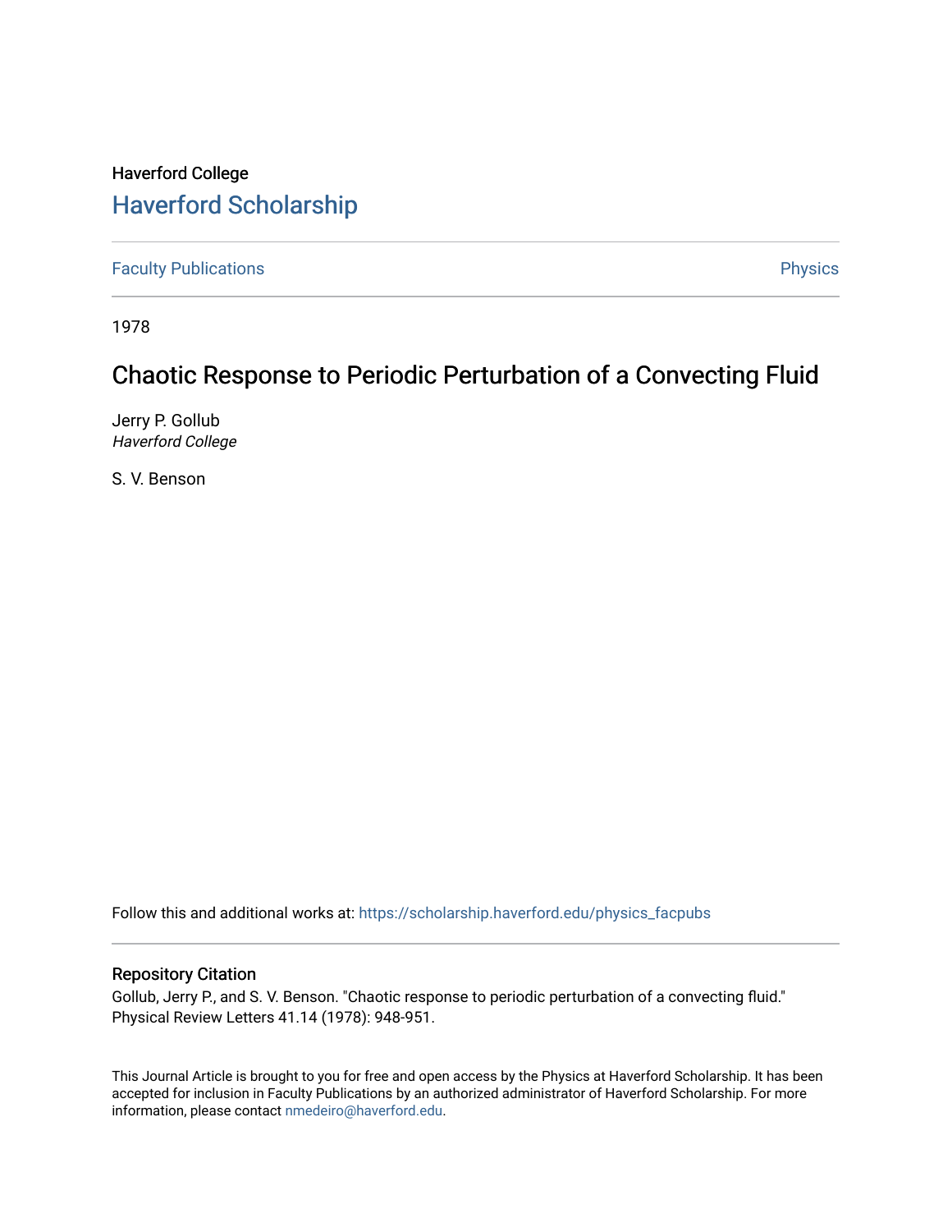Haverford College

# Haverford Scholarship

Faculty Publications

Physics

1978

## Chaotic Response to Periodic Perturbation of a Convecting Fluid

Jerry P. Gollub
*Haverford College*

S. V. Benson

Follow this and additional works at: https://scholarship.haverford.edu/physics_facpubs

### Repository Citation

Gollub, Jerry P., and S. V. Benson. "Chaotic response to periodic perturbation of a convecting fluid." Physical Review Letters 41.14 (1978): 948-951.

This Journal Article is brought to you for free and open access by the Physics at Haverford Scholarship. It has been accepted for inclusion in Faculty Publications by an authorized administrator of Haverford Scholarship. For more information, please contact nmedeiro@haverford.edu.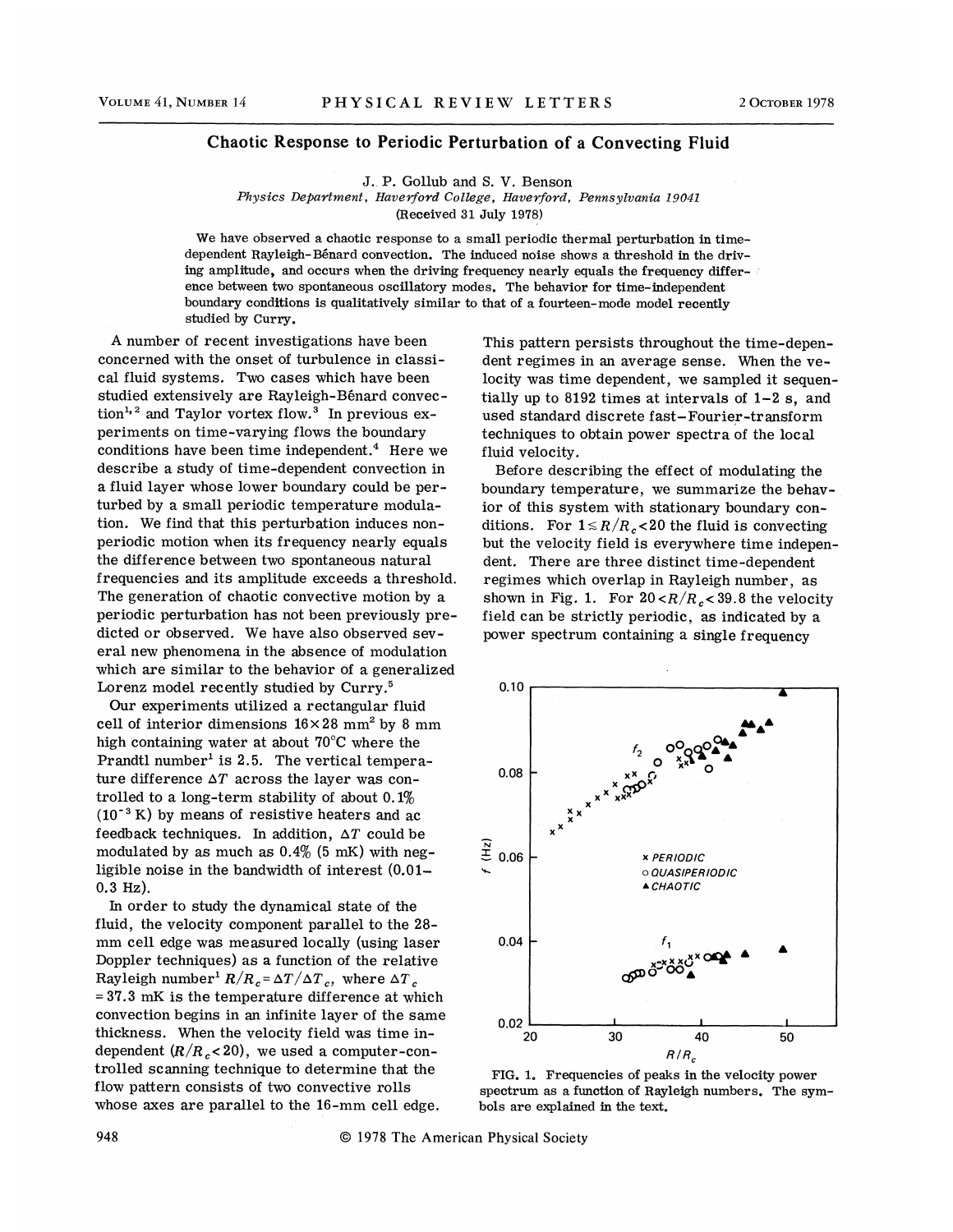# Chaotic Response to Periodic Perturbation of a Convecting Fluid

J. P. Gollub and S. V. Benson

*Physics Department, Haverford College, Haverford, Pennsylvania 19041*

(Received 31 July 1978)

We have observed a chaotic response to a small periodic thermal perturbation in time-dependent Rayleigh-Bénard convection. The induced noise shows a threshold in the driving amplitude, and occurs when the driving frequency nearly equals the frequency difference between two spontaneous oscillatory modes. The behavior for time-independent boundary conditions is qualitatively similar to that of a fourteen-mode model recently studied by Curry.

A number of recent investigations have been concerned with the onset of turbulence in classical fluid systems. Two cases which have been studied extensively are Rayleigh-Bénard convection[1,2] and Taylor vortex flow.[3] In previous experiments on time-varying flows the boundary conditions have been time independent.[4] Here we describe a study of time-dependent convection in a fluid layer whose lower boundary could be perturbed by a small periodic temperature modulation. We find that this perturbation induces nonperiodic motion when its frequency nearly equals the difference between two spontaneous natural frequencies and its amplitude exceeds a threshold. The generation of chaotic convective motion by a periodic perturbation has not been previously predicted or observed. We have also observed several new phenomena in the absence of modulation which are similar to the behavior of a generalized Lorenz model recently studied by Curry.[5]

Our experiments utilized a rectangular fluid cell of interior dimensions $16\times 28$ mm$^2$ by 8 mm high containing water at about 70°C where the Prandtl number[1] is 2.5. The vertical temperature difference $\Delta T$ across the layer was controlled to a long-term stability of about 0.1% ($10^{-3}$ K) by means of resistive heaters and ac feedback techniques. In addition, $\Delta T$ could be modulated by as much as 0.4% (5 mK) with negligible noise in the bandwidth of interest (0.01–0.3 Hz).

In order to study the dynamical state of the fluid, the velocity component parallel to the 28-mm cell edge was measured locally (using laser Doppler techniques) as a function of the relative Rayleigh number[1] $R/R_c = \Delta T/\Delta T_c$, where $\Delta T_c = 37.3$ mK is the temperature difference at which convection begins in an infinite layer of the same thickness. When the velocity field was time independent ($R/R_c < 20$), we used a computer-controlled scanning technique to determine that the flow pattern consists of two convective rolls whose axes are parallel to the 16-mm cell edge. This pattern persists throughout the time-dependent regimes in an average sense. When the velocity was time dependent, we sampled it sequentially up to 8192 times at intervals of 1–2 s, and used standard discrete fast-Fourier-transform techniques to obtain power spectra of the local fluid velocity.

Before describing the effect of modulating the boundary temperature, we summarize the behavior of this system with stationary boundary conditions. For $1 \le R/R_c < 20$ the fluid is convecting but the velocity field is everywhere time independent. There are three distinct time-dependent regimes which overlap in Rayleigh number, as shown in Fig. 1. For $20 < R/R_c < 39.8$ the velocity field can be strictly periodic, as indicated by a power spectrum containing a single frequency

FIG. 1. Frequencies of peaks in the velocity power spectrum as a function of Rayleigh numbers. The symbols are explained in the text.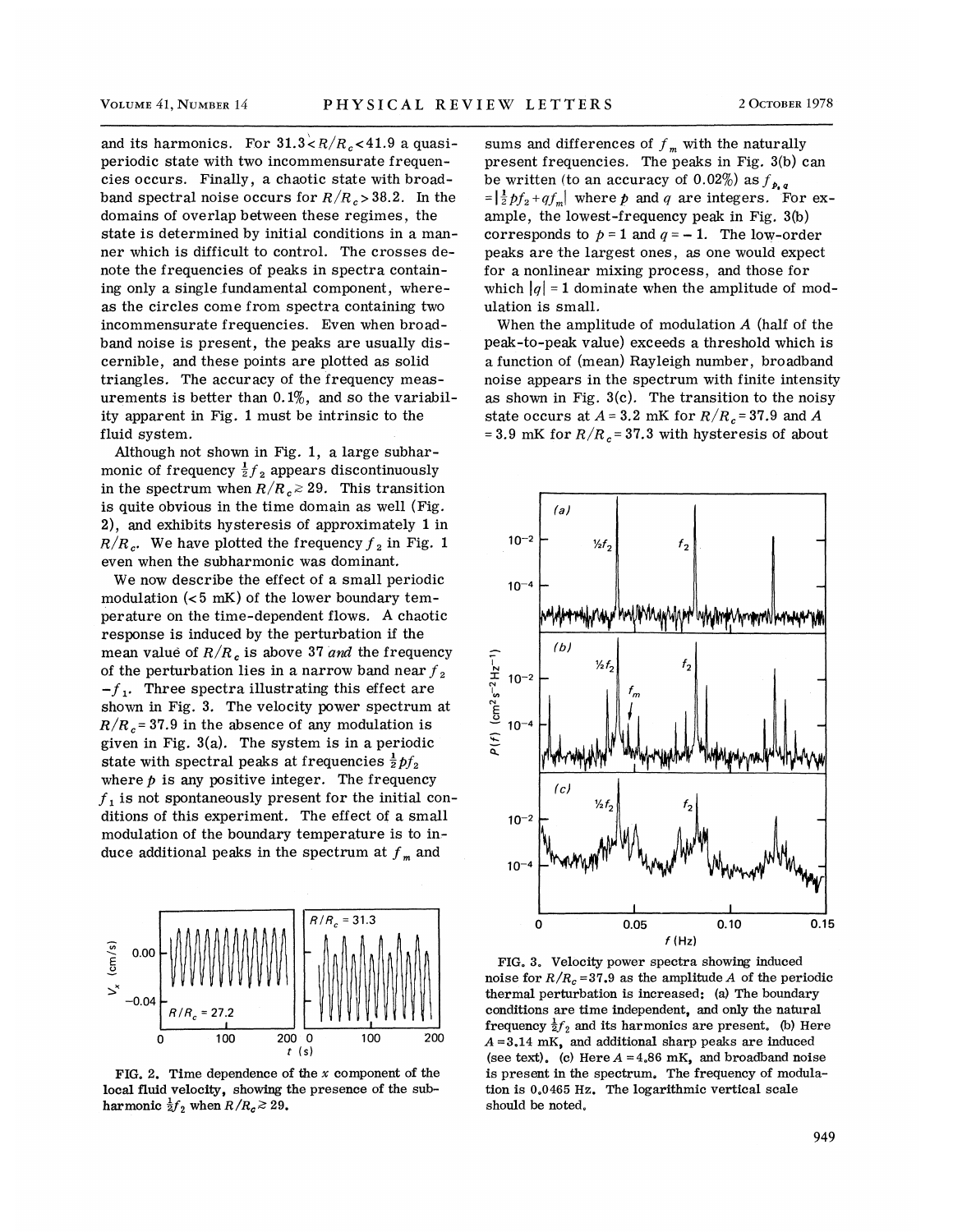and its harmonics. For $31.3 < R/R_c < 41.9$ a quasiperiodic state with two incommensurate frequencies occurs. Finally, a chaotic state with broadband spectral noise occurs for $R/R_c > 38.2$. In the domains of overlap between these regimes, the state is determined by initial conditions in a manner which is difficult to control. The crosses denote the frequencies of peaks in spectra containing only a single fundamental component, whereas the circles come from spectra containing two incommensurate frequencies. Even when broadband noise is present, the peaks are usually discernible, and these points are plotted as solid triangles. The accuracy of the frequency measurements is better than 0.1%, and so the variability apparent in Fig. 1 must be intrinsic to the fluid system.

Although not shown in Fig. 1, a large subharmonic of frequency $\frac{1}{2}f_2$ appears discontinuously in the spectrum when $R/R_c \gtrsim 29$. This transition is quite obvious in the time domain as well (Fig. 2), and exhibits hysteresis of approximately 1 in $R/R_c$. We have plotted the frequency $f_2$ in Fig. 1 even when the subharmonic was dominant.

We now describe the effect of a small periodic modulation (< 5 mK) of the lower boundary temperature on the time-dependent flows. A chaotic response is induced by the perturbation if the mean value of $R/R_c$ is above 37 *and* the frequency of the perturbation lies in a narrow band near $f_2 - f_1$. Three spectra illustrating this effect are shown in Fig. 3. The velocity power spectrum at $R/R_c = 37.9$ in the absence of any modulation is given in Fig. 3(a). The system is in a periodic state with spectral peaks at frequencies $\frac{1}{2}pf_2$ where $p$ is any positive integer. The frequency $f_1$ is not spontaneously present for the initial conditions of this experiment. The effect of a small modulation of the boundary temperature is to induce additional peaks in the spectrum at $f_m$ and sums and differences of $f_m$ with the naturally present frequencies. The peaks in Fig. 3(b) can be written (to an accuracy of 0.02%) as $f_{p,q} = |\frac{1}{2}pf_2 + qf_m|$ where $p$ and $q$ are integers. For example, the lowest-frequency peak in Fig. 3(b) corresponds to $p = 1$ and $q = -1$. The low-order peaks are the largest ones, as one would expect for a nonlinear mixing process, and those for which $|q| = 1$ dominate when the amplitude of modulation is small.

When the amplitude of modulation $A$ (half of the peak-to-peak value) exceeds a threshold which is a function of (mean) Rayleigh number, broadband noise appears in the spectrum with finite intensity as shown in Fig. 3(c). The transition to the noisy state occurs at $A = 3.2$ mK for $R/R_c = 37.9$ and $A = 3.9$ mK for $R/R_c = 37.3$ with hysteresis of about

FIG. 2. Time dependence of the $x$ component of the local fluid velocity, showing the presence of the subharmonic $\frac{1}{2}f_2$ when $R/R_c \gtrsim 29$.

FIG. 3. Velocity power spectra showing induced noise for $R/R_c = 37.9$ as the amplitude $A$ of the periodic thermal perturbation is increased: (a) The boundary conditions are time independent, and only the natural frequency $\frac{1}{2}f_2$ and its harmonics are present. (b) Here $A = 3.14$ mK, and additional sharp peaks are induced (see text). (c) Here $A = 4.86$ mK, and broadband noise is present in the spectrum. The frequency of modulation is 0.0465 Hz. The logarithmic vertical scale should be noted.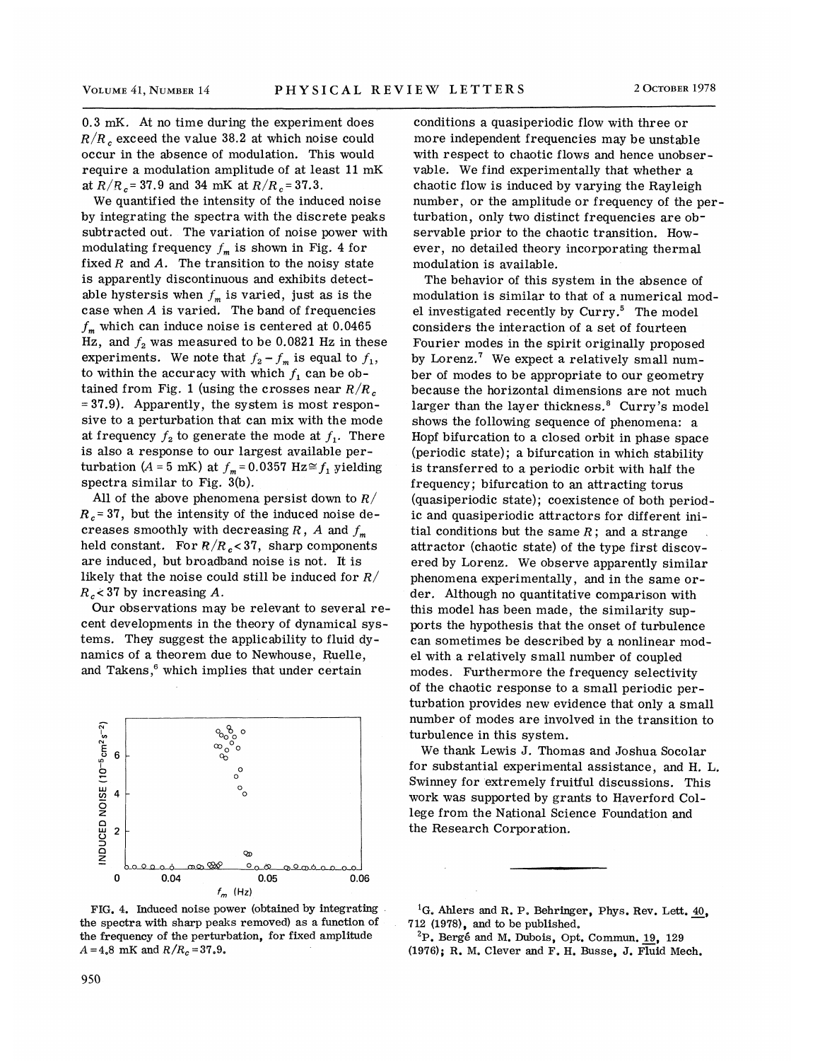0.3 mK. At no time during the experiment does $R/R_c$ exceed the value 38.2 at which noise could occur in the absence of modulation. This would require a modulation amplitude of at least 11 mK at $R/R_c = 37.9$ and 34 mK at $R/R_c = 37.3$.

We quantified the intensity of the induced noise by integrating the spectra with the discrete peaks subtracted out. The variation of noise power with modulating frequency $f_m$ is shown in Fig. 4 for fixed $R$ and $A$. The transition to the noisy state is apparently discontinuous and exhibits detectable hysteresis when $f_m$ is varied, just as is the case when $A$ is varied. The band of frequencies $f_m$ which can induce noise is centered at 0.0465 Hz, and $f_2$ was measured to be 0.0821 Hz in these experiments. We note that $f_2 - f_m$ is equal to $f_1$, to within the accuracy with which $f_1$ can be obtained from Fig. 1 (using the crosses near $R/R_c = 37.9$). Apparently, the system is most responsive to a perturbation that can mix with the mode at frequency $f_2$ to generate the mode at $f_1$. There is also a response to our largest available perturbation ($A = 5$ mK) at $f_m = 0.0357$ Hz$\cong f_1$ yielding spectra similar to Fig. 3(b).

All of the above phenomena persist down to $R/R_c = 37$, but the intensity of the induced noise decreases smoothly with decreasing $R$, $A$ and $f_m$ held constant. For $R/R_c < 37$, sharp components are induced, but broadband noise is not. It is likely that the noise could still be induced for $R/R_c < 37$ by increasing $A$.

Our observations may be relevant to several recent developments in the theory of dynamical systems. They suggest the applicability to fluid dynamics of a theorem due to Newhouse, Ruelle, and Takens,[6] which implies that under certain conditions a quasiperiodic flow with three or more independent frequencies may be unstable with respect to chaotic flows and hence unobservable. We find experimentally that whether a chaotic flow is induced by varying the Rayleigh number, or the amplitude or frequency of the perturbation, only two distinct frequencies are observable prior to the chaotic transition. However, no detailed theory incorporating thermal modulation is available.

The behavior of this system in the absence of modulation is similar to that of a numerical model investigated recently by Curry.[5] The model considers the interaction of a set of fourteen Fourier modes in the spirit originally proposed by Lorenz.[7] We expect a relatively small number of modes to be appropriate to our geometry because the horizontal dimensions are not much larger than the layer thickness.[8] Curry's model shows the following sequence of phenomena: a Hopf bifurcation to a closed orbit in phase space (periodic state); a bifurcation in which stability is transferred to a periodic orbit with half the frequency; bifurcation to an attracting torus (quasiperiodic state); coexistence of both periodic and quasiperiodic attractors for different initial conditions but the same $R$; and a strange attractor (chaotic state) of the type first discovered by Lorenz. We observe apparently similar phenomena experimentally, and in the same order. Although no quantitative comparison with this model has been made, the similarity supports the hypothesis that the onset of turbulence can sometimes be described by a nonlinear model with a relatively small number of coupled modes. Furthermore the frequency selectivity of the chaotic response to a small periodic perturbation provides new evidence that only a small number of modes are involved in the transition to turbulence in this system.

FIG. 4. Induced noise power (obtained by integrating the spectra with sharp peaks removed) as a function of the frequency of the perturbation, for fixed amplitude $A = 4.8$ mK and $R/R_c = 37.9$.

We thank Lewis J. Thomas and Joshua Socolar for substantial experimental assistance, and H. L. Swinney for extremely fruitful discussions. This work was supported by grants to Haverford College from the National Science Foundation and the Research Corporation.

---

[1] G. Ahlers and R. P. Behringer, Phys. Rev. Lett. 40, 712 (1978), and to be published.

[2] P. Bergé and M. Dubois, Opt. Commun. 19, 129 (1976); R. M. Clever and F. H. Busse, J. Fluid Mech.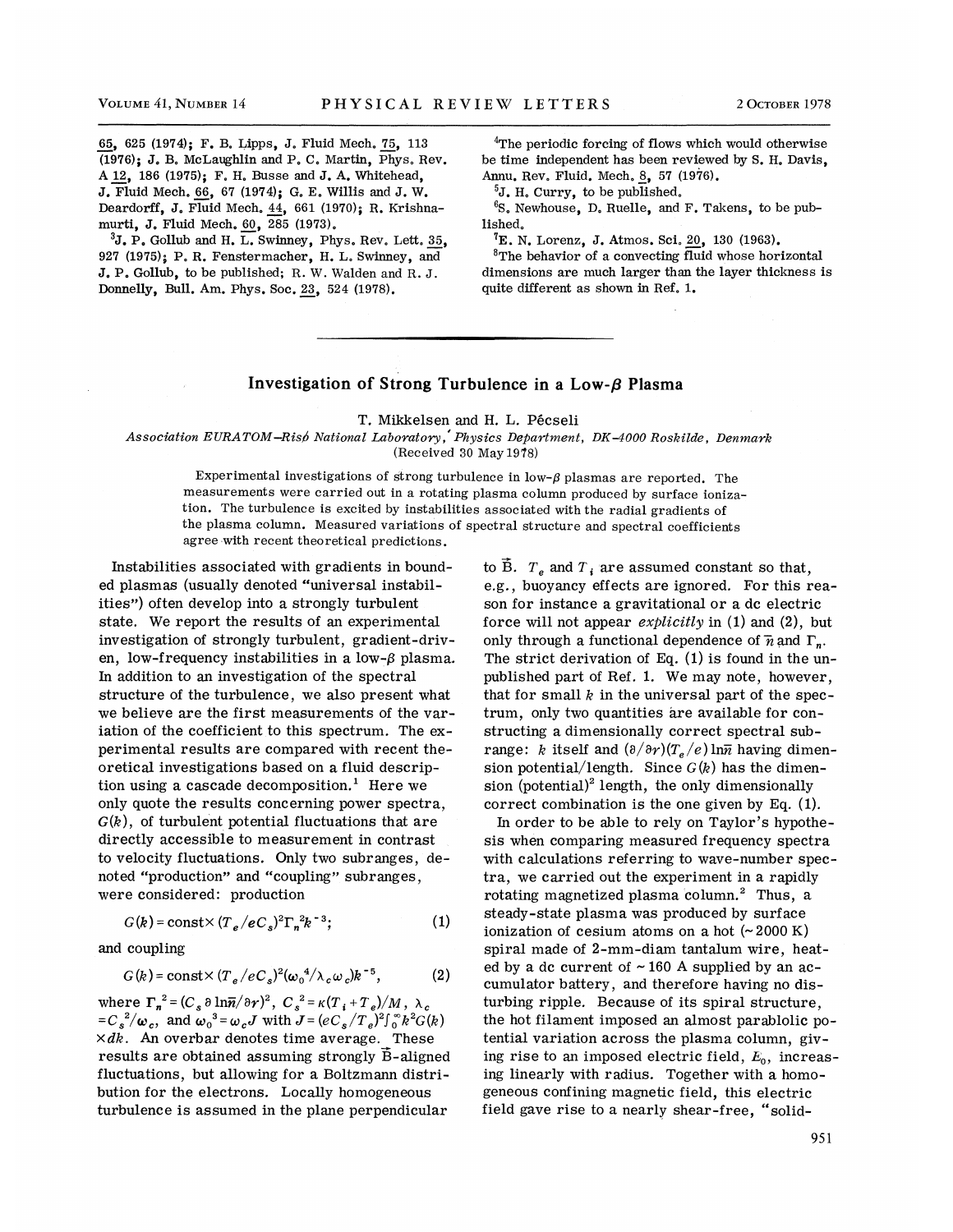65, 625 (1974); F. B. Lipps, J. Fluid Mech. 75, 113 (1976); J. B. McLaughlin and P. C. Martin, Phys. Rev. A 12, 186 (1975); F. H. Busse and J. A. Whitehead, J. Fluid Mech. 66, 67 (1974); G. E. Willis and J. W. Deardorff, J. Fluid Mech. 44, 661 (1970); R. Krishnamurti, J. Fluid Mech. 60, 285 (1973).

[3]J. P. Gollub and H. L. Swinney, Phys. Rev. Lett. 35, 927 (1975); P. R. Fenstermacher, H. L. Swinney, and J. P. Gollub, to be published; R. W. Walden and R. J. Donnelly, Bull. Am. Phys. Soc. 23, 524 (1978).

[4]The periodic forcing of flows which would otherwise be time independent has been reviewed by S. H. Davis, Annu. Rev. Fluid. Mech. 8, 57 (1976).

[5]J. H. Curry, to be published.

[6]S. Newhouse, D. Ruelle, and F. Takens, to be published.

[7]E. N. Lorenz, J. Atmos. Sci. 20, 130 (1963).

[8]The behavior of a convecting fluid whose horizontal dimensions are much larger than the layer thickness is quite different as shown in Ref. 1.

---

# Investigation of Strong Turbulence in a Low-$\beta$ Plasma

T. Mikkelsen and H. L. Pécseli

*Association EURATOM–Risö National Laboratory, Physics Department, DK-4000 Roskilde, Denmark*
(Received 30 May 1978)

Experimental investigations of strong turbulence in low-$\beta$ plasmas are reported. The measurements were carried out in a rotating plasma column produced by surface ionization. The turbulence is excited by instabilities associated with the radial gradients of the plasma column. Measured variations of spectral structure and spectral coefficients agree with recent theoretical predictions.

Instabilities associated with gradients in bounded plasmas (usually denoted "universal instabilities") often develop into a strongly turbulent state. We report the results of an experimental investigation of strongly turbulent, gradient-driven, low-frequency instabilities in a low-$\beta$ plasma. In addition to an investigation of the spectral structure of the turbulence, we also present what we believe are the first measurements of the variation of the coefficient to this spectrum. The experimental results are compared with recent theoretical investigations based on a fluid description using a cascade decomposition.[1] Here we only quote the results concerning power spectra, $G(k)$, of turbulent potential fluctuations that are directly accessible to measurement in contrast to velocity fluctuations. Only two subranges, denoted "production" and "coupling" subranges, were considered: production

$$G(k) = \text{const} \times (T_e/eC_s)^2 \Gamma_n^{\,2} k^{-3}; \tag{1}$$

and coupling

$$G(k) = \text{const} \times (T_e/eC_s)^2 (\omega_0^{\,4}/\lambda_c \omega_c) k^{-5}, \tag{2}$$

where $\Gamma_n^{\,2} = (C_s\, \partial \ln\bar{n}/\partial r)^2$, $C_s^{\,2} = \kappa(T_i + T_e)/M$, $\lambda_c = C_s^{\,2}/\omega_c$, and $\omega_0^{\,3} = \omega_c J$ with $J = (eC_s/T_e)^2 \int_0^\infty k^2 G(k)\, dk$. An overbar denotes time average. These results are obtained assuming strongly $\vec{B}$-aligned fluctuations, but allowing for a Boltzmann distribution for the electrons. Locally homogeneous turbulence is assumed in the plane perpendicular to $\vec{B}$. $T_e$ and $T_i$ are assumed constant so that, e.g., buoyancy effects are ignored. For this reason for instance a gravitational or a dc electric force will not appear *explicitly* in (1) and (2), but only through a functional dependence of $\bar{n}$ and $\Gamma_n$. The strict derivation of Eq. (1) is found in the unpublished part of Ref. 1. We may note, however, that for small $k$ in the universal part of the spectrum, only two quantities are available for constructing a dimensionally correct spectral subrange: $k$ itself and $(\partial/\partial r)(T_e/e)\ln\bar{n}$ having dimension potential/length. Since $G(k)$ has the dimension (potential)$^2$ length, the only dimensionally correct combination is the one given by Eq. (1).

In order to be able to rely on Taylor's hypothesis when comparing measured frequency spectra with calculations referring to wave-number spectra, we carried out the experiment in a rapidly rotating magnetized plasma column.[2] Thus, a steady-state plasma was produced by surface ionization of cesium atoms on a hot (~2000 K) spiral made of 2-mm-diam tantalum wire, heated by a dc current of ~160 A supplied by an accumulator battery, and therefore having no disturbing ripple. Because of its spiral structure, the hot filament imposed an almost parablolic potential variation across the plasma column, giving rise to an imposed electric field, $E_0$, increasing linearly with radius. Together with a homogeneous confining magnetic field, this electric field gave rise to a nearly shear-free, "solid-